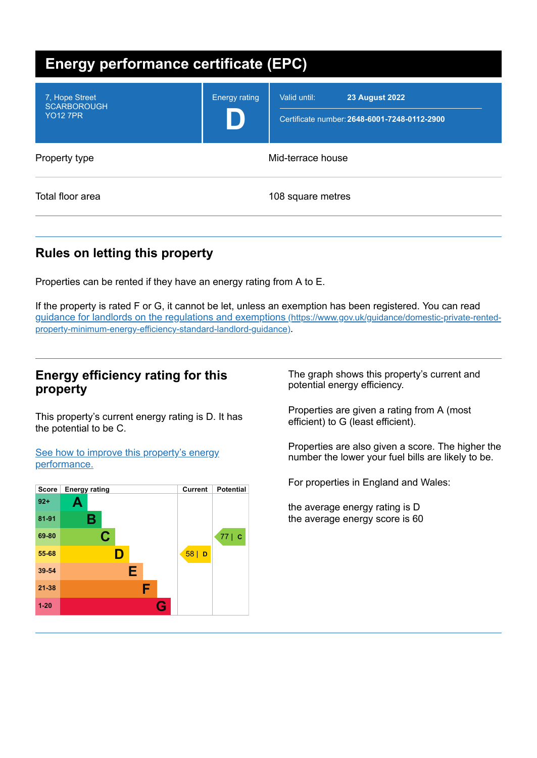# Energy performance certificate (EPC)

| | | |
|---|---|---|
| 7, Hope Street<br>SCARBOROUGH<br>YO12 7PR | Energy rating<br>**D** | Valid until: **23 August 2022**<br>Certificate number: **2648-6001-7248-0112-2900** |

| | |
|---|---|
| Property type | Mid-terrace house |
| Total floor area | 108 square metres |

## Rules on letting this property

Properties can be rented if they have an energy rating from A to E.

If the property is rated F or G, it cannot be let, unless an exemption has been registered. You can read [guidance for landlords on the regulations and exemptions](https://www.gov.uk/guidance/domestic-private-rented-property-minimum-energy-efficiency-standard-landlord-guidance) (https://www.gov.uk/guidance/domestic-private-rented-property-minimum-energy-efficiency-standard-landlord-guidance).

## Energy efficiency rating for this property

This property's current energy rating is D. It has the potential to be C.

[See how to improve this property's energy performance.]()

| Score | Energy rating | Current | Potential |
|---|---|---|---|
| 92+ | A | | |
| 81-91 | B | | |
| 69-80 | C | | 77 \| C |
| 55-68 | D | 58 \| D | |
| 39-54 | E | | |
| 21-38 | F | | |
| 1-20 | G | | |

The graph shows this property's current and potential energy efficiency.

Properties are given a rating from A (most efficient) to G (least efficient).

Properties are also given a score. The higher the number the lower your fuel bills are likely to be.

For properties in England and Wales:

the average energy rating is D
the average energy score is 60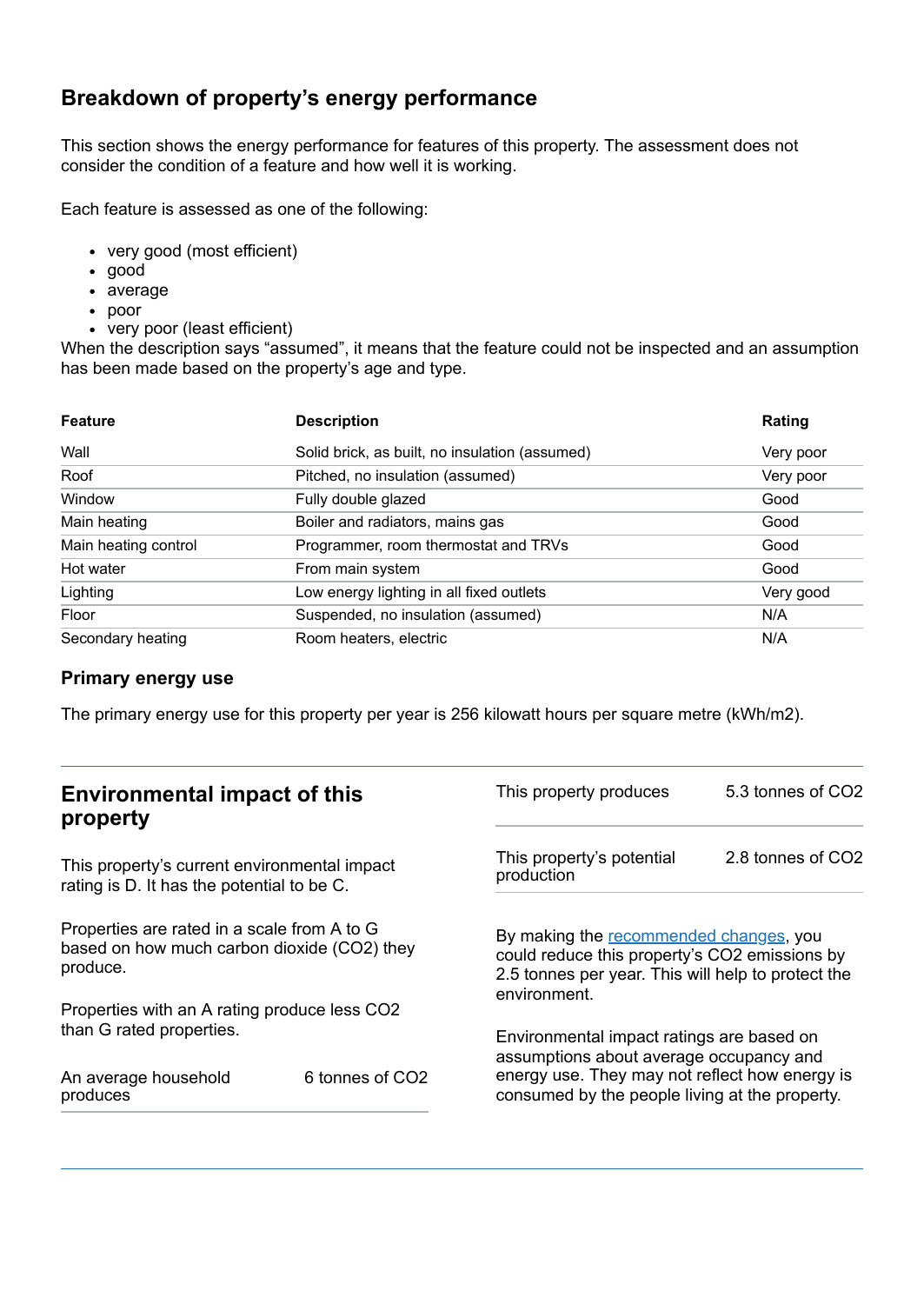## Breakdown of property's energy performance

This section shows the energy performance for features of this property. The assessment does not consider the condition of a feature and how well it is working.

Each feature is assessed as one of the following:

- very good (most efficient)
- good
- average
- poor
- very poor (least efficient)

When the description says "assumed", it means that the feature could not be inspected and an assumption has been made based on the property's age and type.

| Feature | Description | Rating |
|---|---|---|
| Wall | Solid brick, as built, no insulation (assumed) | Very poor |
| Roof | Pitched, no insulation (assumed) | Very poor |
| Window | Fully double glazed | Good |
| Main heating | Boiler and radiators, mains gas | Good |
| Main heating control | Programmer, room thermostat and TRVs | Good |
| Hot water | From main system | Good |
| Lighting | Low energy lighting in all fixed outlets | Very good |
| Floor | Suspended, no insulation (assumed) | N/A |
| Secondary heating | Room heaters, electric | N/A |

### Primary energy use

The primary energy use for this property per year is 256 kilowatt hours per square metre (kWh/m2).

## Environmental impact of this property

This property's current environmental impact rating is D. It has the potential to be C.

Properties are rated in a scale from A to G based on how much carbon dioxide ($CO_2$) they produce.

Properties with an A rating produce less $CO_2$ than G rated properties.

| | |
|---|---|
| An average household produces | 6 tonnes of $CO_2$ |
| This property produces | 5.3 tonnes of $CO_2$ |
| This property's potential production | 2.8 tonnes of $CO_2$ |

By making the recommended changes, you could reduce this property's $CO_2$ emissions by 2.5 tonnes per year. This will help to protect the environment.

Environmental impact ratings are based on assumptions about average occupancy and energy use. They may not reflect how energy is consumed by the people living at the property.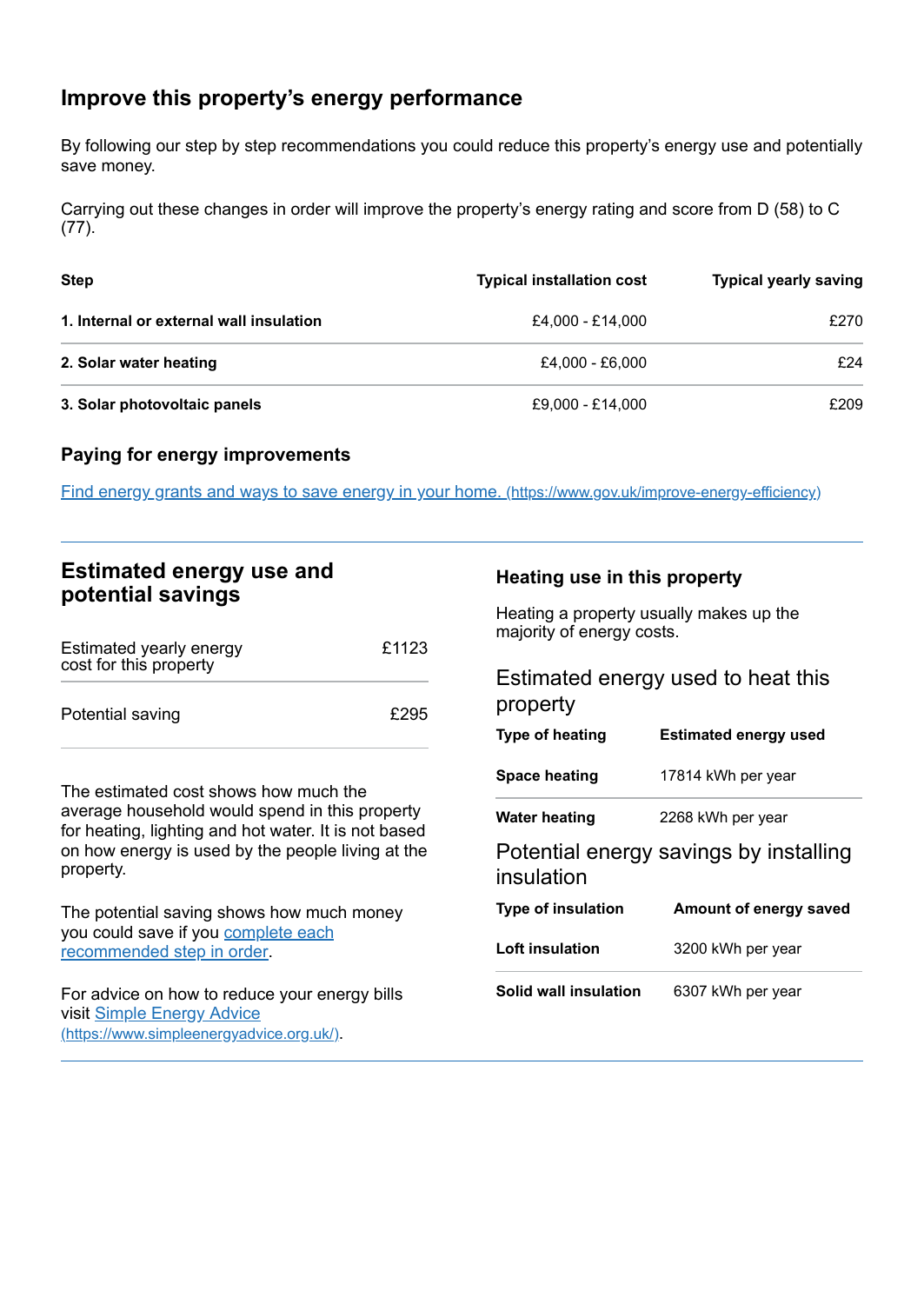## Improve this property's energy performance

By following our step by step recommendations you could reduce this property's energy use and potentially save money.

Carrying out these changes in order will improve the property's energy rating and score from D (58) to C (77).

| Step | Typical installation cost | Typical yearly saving |
| --- | --- | --- |
| **1. Internal or external wall insulation** | £4,000 - £14,000 | £270 |
| **2. Solar water heating** | £4,000 - £6,000 | £24 |
| **3. Solar photovoltaic panels** | £9,000 - £14,000 | £209 |

### Paying for energy improvements

[Find energy grants and ways to save energy in your home.](https://www.gov.uk/improve-energy-efficiency) (https://www.gov.uk/improve-energy-efficiency)

## Estimated energy use and potential savings

| | |
| --- | --- |
| Estimated yearly energy cost for this property | £1123 |
| Potential saving | £295 |

The estimated cost shows how much the average household would spend in this property for heating, lighting and hot water. It is not based on how energy is used by the people living at the property.

The potential saving shows how much money you could save if you complete each recommended step in order.

For advice on how to reduce your energy bills visit [Simple Energy Advice](https://www.simpleenergyadvice.org.uk/) (https://www.simpleenergyadvice.org.uk/).

### Heating use in this property

Heating a property usually makes up the majority of energy costs.

### Estimated energy used to heat this property

| Type of heating | Estimated energy used |
| --- | --- |
| **Space heating** | 17814 kWh per year |
| **Water heating** | 2268 kWh per year |

### Potential energy savings by installing insulation

| Type of insulation | Amount of energy saved |
| --- | --- |
| **Loft insulation** | 3200 kWh per year |
| **Solid wall insulation** | 6307 kWh per year |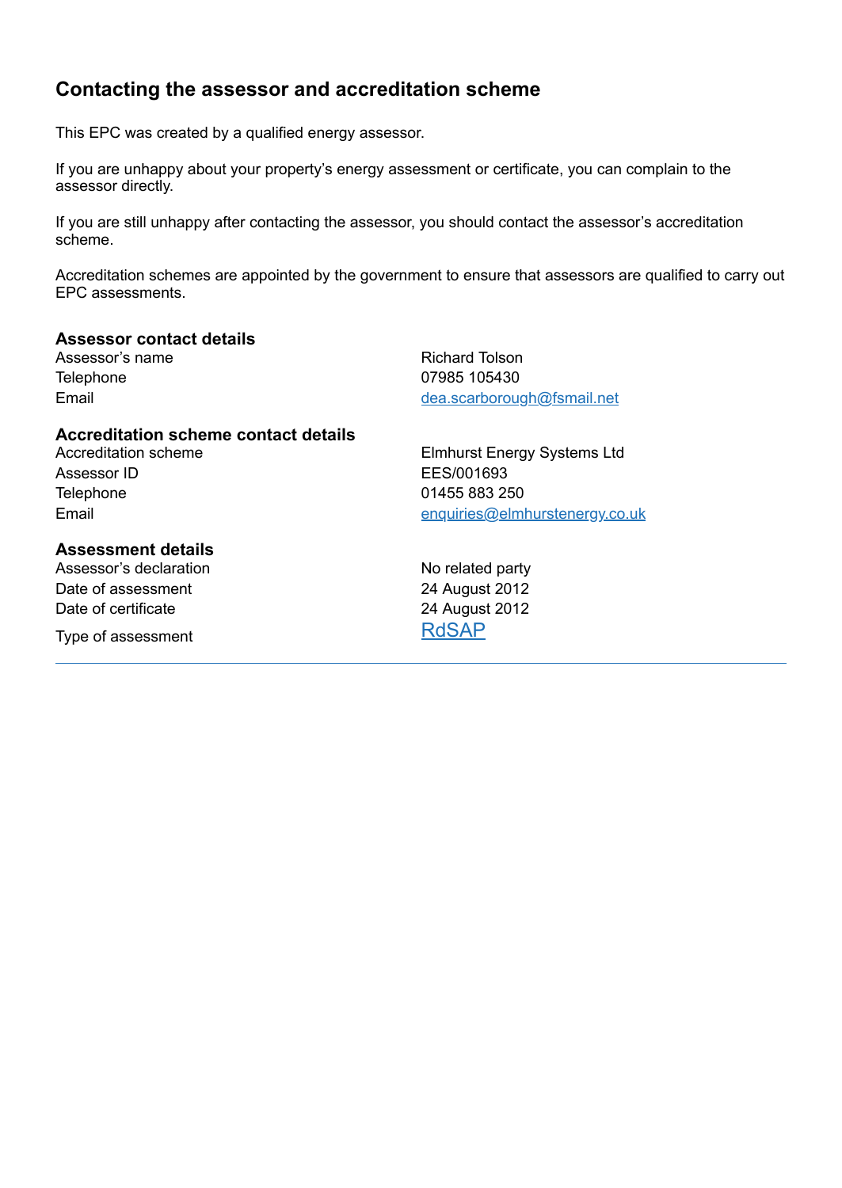## Contacting the assessor and accreditation scheme

This EPC was created by a qualified energy assessor.

If you are unhappy about your property's energy assessment or certificate, you can complain to the assessor directly.

If you are still unhappy after contacting the assessor, you should contact the assessor's accreditation scheme.

Accreditation schemes are appointed by the government to ensure that assessors are qualified to carry out EPC assessments.

### Assessor contact details

| | |
|---|---|
| Assessor's name | Richard Tolson |
| Telephone | 07985 105430 |
| Email | dea.scarborough@fsmail.net |

### Accreditation scheme contact details

| | |
|---|---|
| Accreditation scheme | Elmhurst Energy Systems Ltd |
| Assessor ID | EES/001693 |
| Telephone | 01455 883 250 |
| Email | enquiries@elmhurstenergy.co.uk |

### Assessment details

| | |
|---|---|
| Assessor's declaration | No related party |
| Date of assessment | 24 August 2012 |
| Date of certificate | 24 August 2012 |
| Type of assessment | RdSAP |